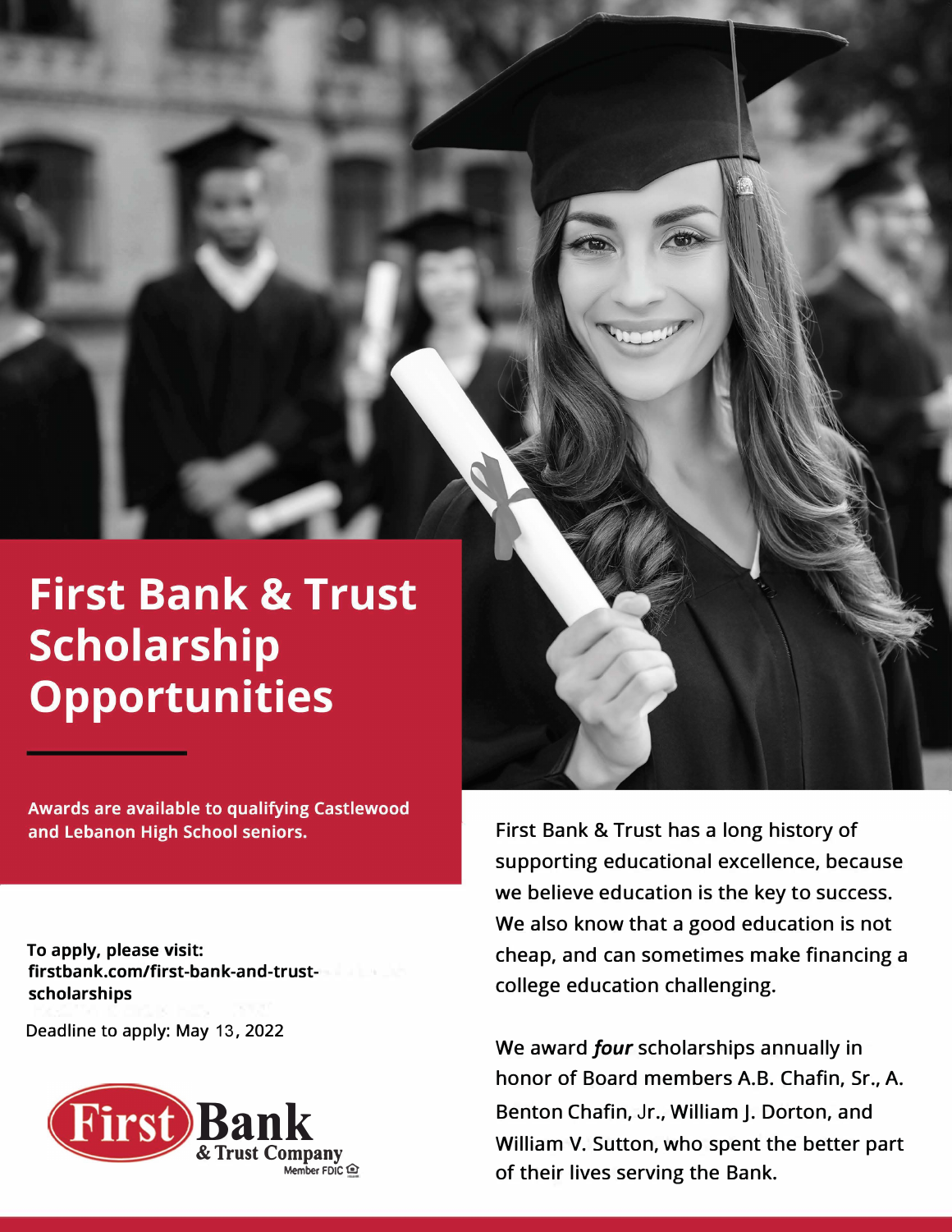# First Bank & Trust Scholarship Opportunities

**Awards are available to qualifying Castlewood and Lebanon High School seniors.**

**To apply, please visit:**
**firstbank.com/first-bank-and-trust-scholarships**

Deadline to apply: May 13, 2022

First Bank & Trust Company
Member FDIC

First Bank & Trust has a long history of supporting educational excellence, because we believe education is the key to success. We also know that a good education is not cheap, and can sometimes make financing a college education challenging.

We award ***four*** scholarships annually in honor of Board members A.B. Chafin, Sr., A. Benton Chafin, Jr., William J. Dorton, and William V. Sutton, who spent the better part of their lives serving the Bank.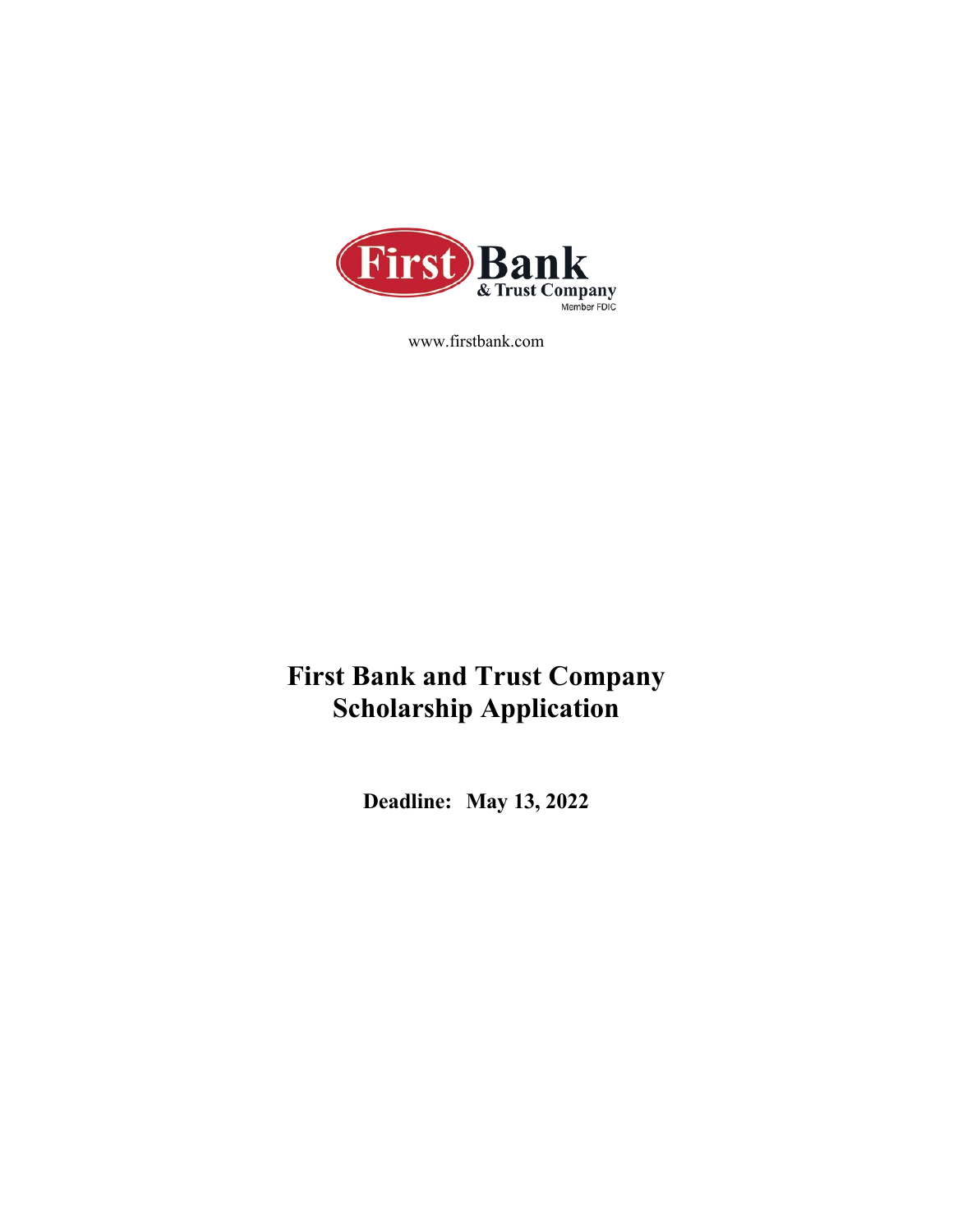First Bank & Trust Company

Member FDIC

www.firstbank.com

# First Bank and Trust Company Scholarship Application

**Deadline: May 13, 2022**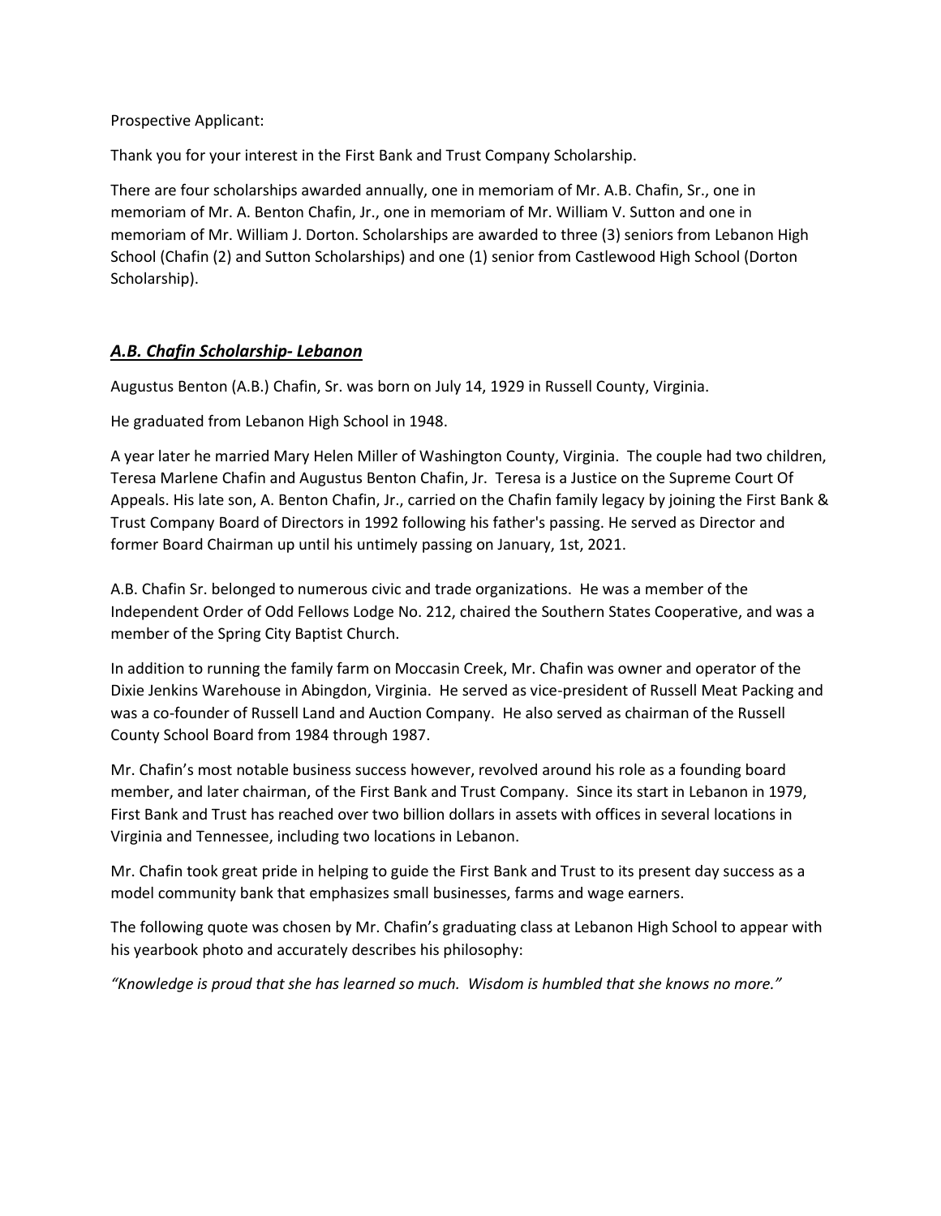Prospective Applicant:

Thank you for your interest in the First Bank and Trust Company Scholarship.

There are four scholarships awarded annually, one in memoriam of Mr. A.B. Chafin, Sr., one in memoriam of Mr. A. Benton Chafin, Jr., one in memoriam of Mr. William V. Sutton and one in memoriam of Mr. William J. Dorton. Scholarships are awarded to three (3) seniors from Lebanon High School (Chafin (2) and Sutton Scholarships) and one (1) senior from Castlewood High School (Dorton Scholarship).

## ***A.B. Chafin Scholarship- Lebanon***

Augustus Benton (A.B.) Chafin, Sr. was born on July 14, 1929 in Russell County, Virginia.

He graduated from Lebanon High School in 1948.

A year later he married Mary Helen Miller of Washington County, Virginia. The couple had two children, Teresa Marlene Chafin and Augustus Benton Chafin, Jr. Teresa is a Justice on the Supreme Court Of Appeals. His late son, A. Benton Chafin, Jr., carried on the Chafin family legacy by joining the First Bank & Trust Company Board of Directors in 1992 following his father's passing. He served as Director and former Board Chairman up until his untimely passing on January, 1st, 2021.

A.B. Chafin Sr. belonged to numerous civic and trade organizations. He was a member of the Independent Order of Odd Fellows Lodge No. 212, chaired the Southern States Cooperative, and was a member of the Spring City Baptist Church.

In addition to running the family farm on Moccasin Creek, Mr. Chafin was owner and operator of the Dixie Jenkins Warehouse in Abingdon, Virginia. He served as vice-president of Russell Meat Packing and was a co-founder of Russell Land and Auction Company. He also served as chairman of the Russell County School Board from 1984 through 1987.

Mr. Chafin's most notable business success however, revolved around his role as a founding board member, and later chairman, of the First Bank and Trust Company. Since its start in Lebanon in 1979, First Bank and Trust has reached over two billion dollars in assets with offices in several locations in Virginia and Tennessee, including two locations in Lebanon.

Mr. Chafin took great pride in helping to guide the First Bank and Trust to its present day success as a model community bank that emphasizes small businesses, farms and wage earners.

The following quote was chosen by Mr. Chafin's graduating class at Lebanon High School to appear with his yearbook photo and accurately describes his philosophy:

*"Knowledge is proud that she has learned so much. Wisdom is humbled that she knows no more."*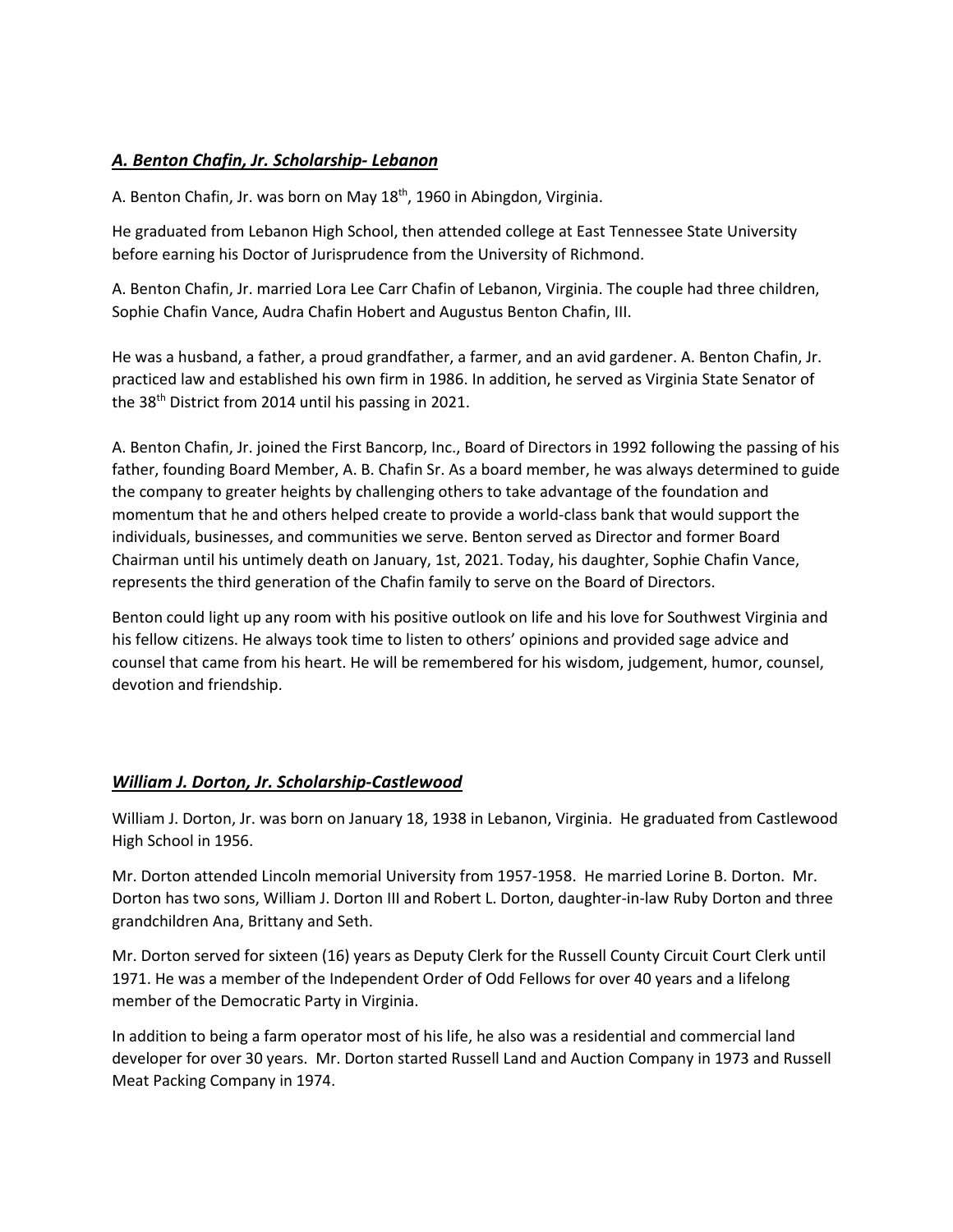### ***A. Benton Chafin, Jr. Scholarship- Lebanon***

A. Benton Chafin, Jr. was born on May 18$^{th}$, 1960 in Abingdon, Virginia.

He graduated from Lebanon High School, then attended college at East Tennessee State University before earning his Doctor of Jurisprudence from the University of Richmond.

A. Benton Chafin, Jr. married Lora Lee Carr Chafin of Lebanon, Virginia. The couple had three children, Sophie Chafin Vance, Audra Chafin Hobert and Augustus Benton Chafin, III.

He was a husband, a father, a proud grandfather, a farmer, and an avid gardener. A. Benton Chafin, Jr. practiced law and established his own firm in 1986. In addition, he served as Virginia State Senator of the 38$^{th}$ District from 2014 until his passing in 2021.

A. Benton Chafin, Jr. joined the First Bancorp, Inc., Board of Directors in 1992 following the passing of his father, founding Board Member, A. B. Chafin Sr. As a board member, he was always determined to guide the company to greater heights by challenging others to take advantage of the foundation and momentum that he and others helped create to provide a world-class bank that would support the individuals, businesses, and communities we serve. Benton served as Director and former Board Chairman until his untimely death on January, 1st, 2021. Today, his daughter, Sophie Chafin Vance, represents the third generation of the Chafin family to serve on the Board of Directors.

Benton could light up any room with his positive outlook on life and his love for Southwest Virginia and his fellow citizens. He always took time to listen to others' opinions and provided sage advice and counsel that came from his heart. He will be remembered for his wisdom, judgement, humor, counsel, devotion and friendship.

### ***William J. Dorton, Jr. Scholarship-Castlewood***

William J. Dorton, Jr. was born on January 18, 1938 in Lebanon, Virginia. He graduated from Castlewood High School in 1956.

Mr. Dorton attended Lincoln memorial University from 1957-1958. He married Lorine B. Dorton. Mr. Dorton has two sons, William J. Dorton III and Robert L. Dorton, daughter-in-law Ruby Dorton and three grandchildren Ana, Brittany and Seth.

Mr. Dorton served for sixteen (16) years as Deputy Clerk for the Russell County Circuit Court Clerk until 1971. He was a member of the Independent Order of Odd Fellows for over 40 years and a lifelong member of the Democratic Party in Virginia.

In addition to being a farm operator most of his life, he also was a residential and commercial land developer for over 30 years. Mr. Dorton started Russell Land and Auction Company in 1973 and Russell Meat Packing Company in 1974.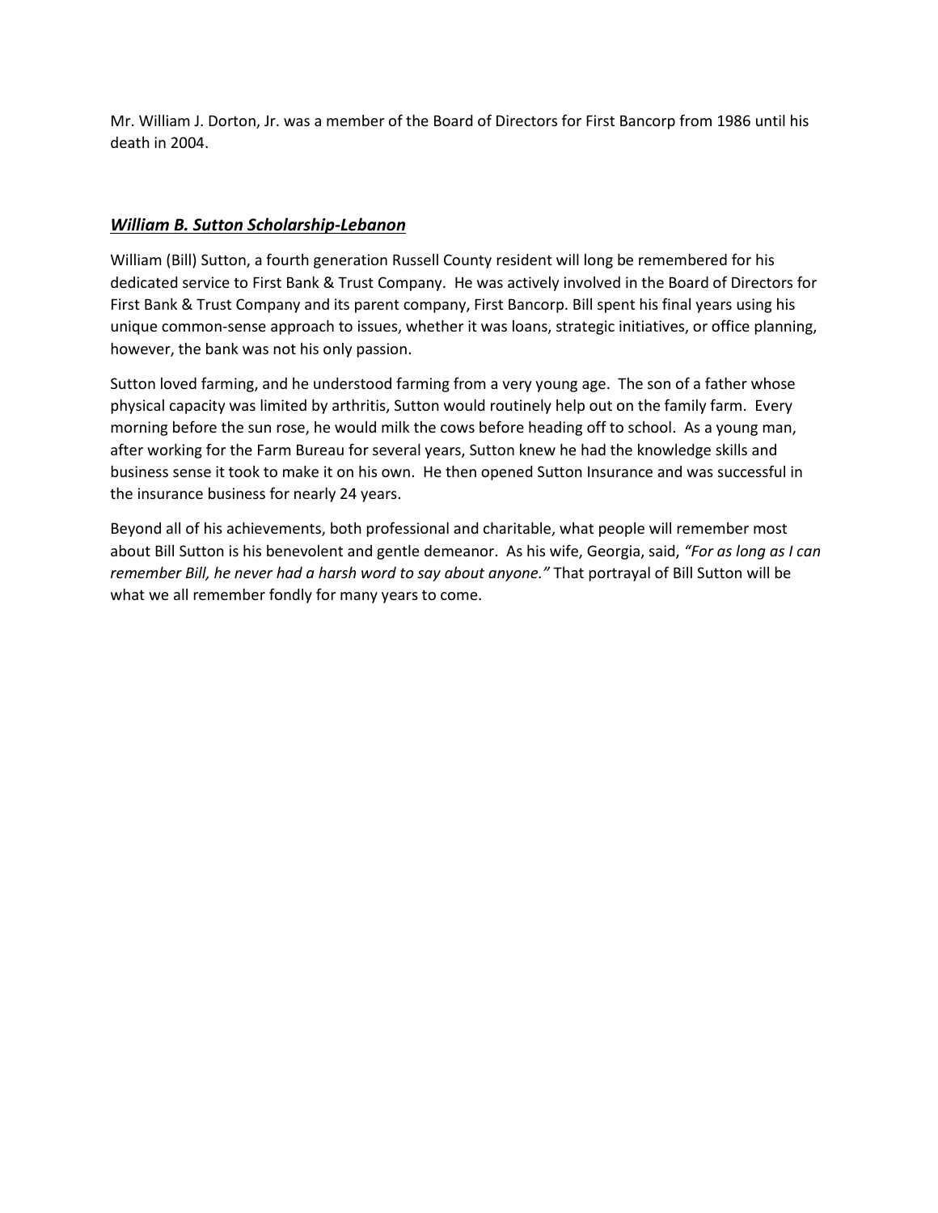Mr. William J. Dorton, Jr. was a member of the Board of Directors for First Bancorp from 1986 until his death in 2004.

## ***William B. Sutton Scholarship-Lebanon***

William (Bill) Sutton, a fourth generation Russell County resident will long be remembered for his dedicated service to First Bank & Trust Company. He was actively involved in the Board of Directors for First Bank & Trust Company and its parent company, First Bancorp. Bill spent his final years using his unique common-sense approach to issues, whether it was loans, strategic initiatives, or office planning, however, the bank was not his only passion.

Sutton loved farming, and he understood farming from a very young age. The son of a father whose physical capacity was limited by arthritis, Sutton would routinely help out on the family farm. Every morning before the sun rose, he would milk the cows before heading off to school. As a young man, after working for the Farm Bureau for several years, Sutton knew he had the knowledge skills and business sense it took to make it on his own. He then opened Sutton Insurance and was successful in the insurance business for nearly 24 years.

Beyond all of his achievements, both professional and charitable, what people will remember most about Bill Sutton is his benevolent and gentle demeanor. As his wife, Georgia, said, *"For as long as I can remember Bill, he never had a harsh word to say about anyone."* That portrayal of Bill Sutton will be what we all remember fondly for many years to come.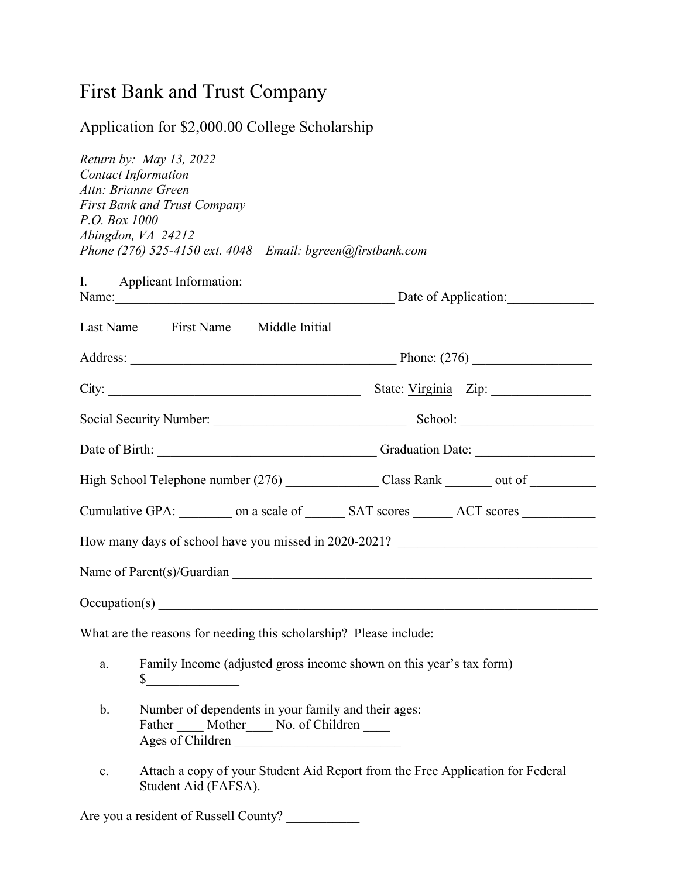# First Bank and Trust Company

## Application for $2,000.00 College Scholarship

*Return by: May 13, 2022*
*Contact Information*
*Attn: Brianne Green*
*First Bank and Trust Company*
*P.O. Box 1000*
*Abingdon, VA 24212*
*Phone (276) 525-4150 ext. 4048 Email: bgreen@firstbank.com*

I. Applicant Information:

Name:___________________________________________ Date of Application:_____________

Last Name First Name Middle Initial

Address: ________________________________________ Phone: (276) __________________

City: _______________________________________ State: Virginia Zip: _______________

Social Security Number: _____________________________ School: ___________________

Date of Birth: _________________________________ Graduation Date: __________________

High School Telephone number (276) ______________ Class Rank _______ out of __________

Cumulative GPA: ________ on a scale of ______ SAT scores ______ ACT scores ___________

How many days of school have you missed in 2020-2021? ______________________________

Name of Parent(s)/Guardian _______________________________________________________

Occupation(s) ______________________________________________________________

What are the reasons for needing this scholarship? Please include:

a. Family Income (adjusted gross income shown on this year's tax form)
$______________

b. Number of dependents in your family and their ages:
Father ____ Mother____ No. of Children ____
Ages of Children _________________________

c. Attach a copy of your Student Aid Report from the Free Application for Federal Student Aid (FAFSA).

Are you a resident of Russell County? ___________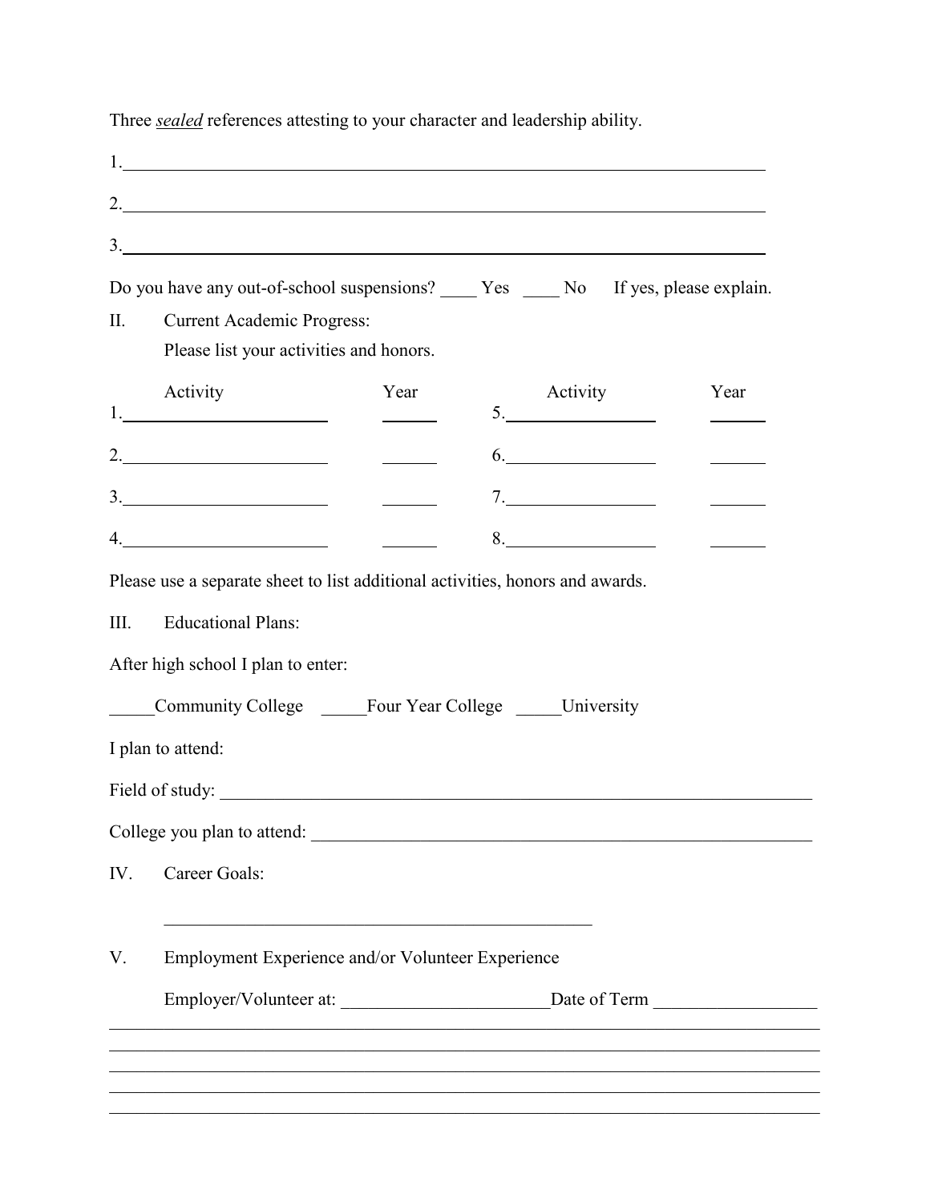Three *sealed* references attesting to your character and leadership ability.

1. ____________________________________________________________

2. ____________________________________________________________

3. ____________________________________________________________

Do you have any out-of-school suspensions? ____ Yes ____ No If yes, please explain.

II. Current Academic Progress:

Please list your activities and honors.

| Activity | Year | Activity | Year |
|---|---|---|---|
| 1. ____________ | ______ | 5. ____________ | ______ |
| 2. ____________ | ______ | 6. ____________ | ______ |
| 3. ____________ | ______ | 7. ____________ | ______ |
| 4. ____________ | ______ | 8. ____________ | ______ |

Please use a separate sheet to list additional activities, honors and awards.

III. Educational Plans:

After high school I plan to enter:

_____Community College _____Four Year College _____University

I plan to attend:

Field of study: ____________________________________________________________

College you plan to attend: ____________________________________________________

IV. Career Goals:

________________________________________________

V. Employment Experience and/or Volunteer Experience

Employer/Volunteer at: _______________________Date of Term __________________

________________________________________________________________________________

________________________________________________________________________________

________________________________________________________________________________

________________________________________________________________________________

________________________________________________________________________________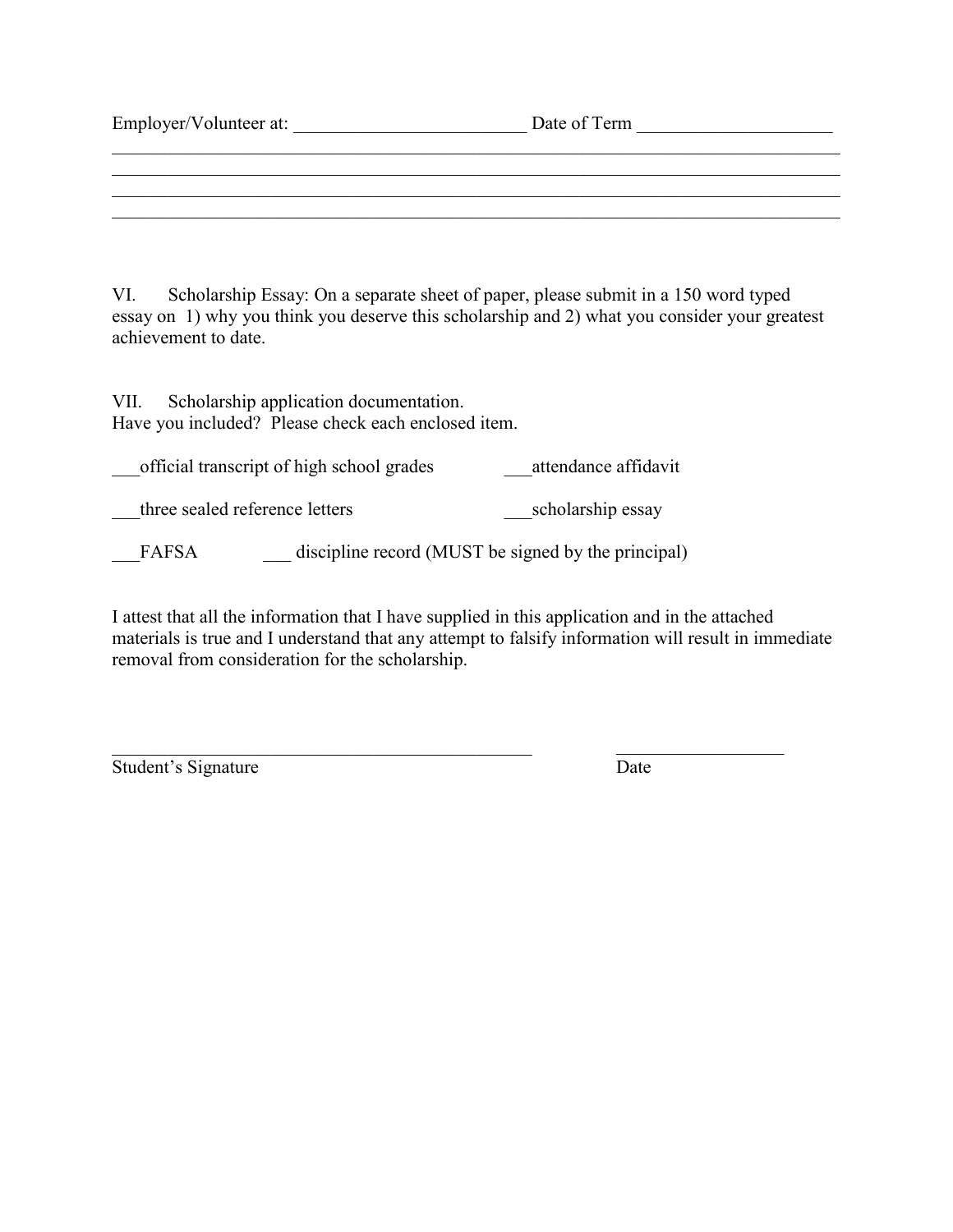Employer/Volunteer at: _________________________ Date of Term _____________________

_________________________________________________________________________________

_________________________________________________________________________________

_________________________________________________________________________________

_________________________________________________________________________________

VI. Scholarship Essay: On a separate sheet of paper, please submit in a 150 word typed essay on 1) why you think you deserve this scholarship and 2) what you consider your greatest achievement to date.

VII. Scholarship application documentation.
Have you included? Please check each enclosed item.

___official transcript of high school grades ___attendance affidavit

___three sealed reference letters ___scholarship essay

___FAFSA ___ discipline record (MUST be signed by the principal)

I attest that all the information that I have supplied in this application and in the attached materials is true and I understand that any attempt to falsify information will result in immediate removal from consideration for the scholarship.

______________________________________________ __________________
Student's Signature Date